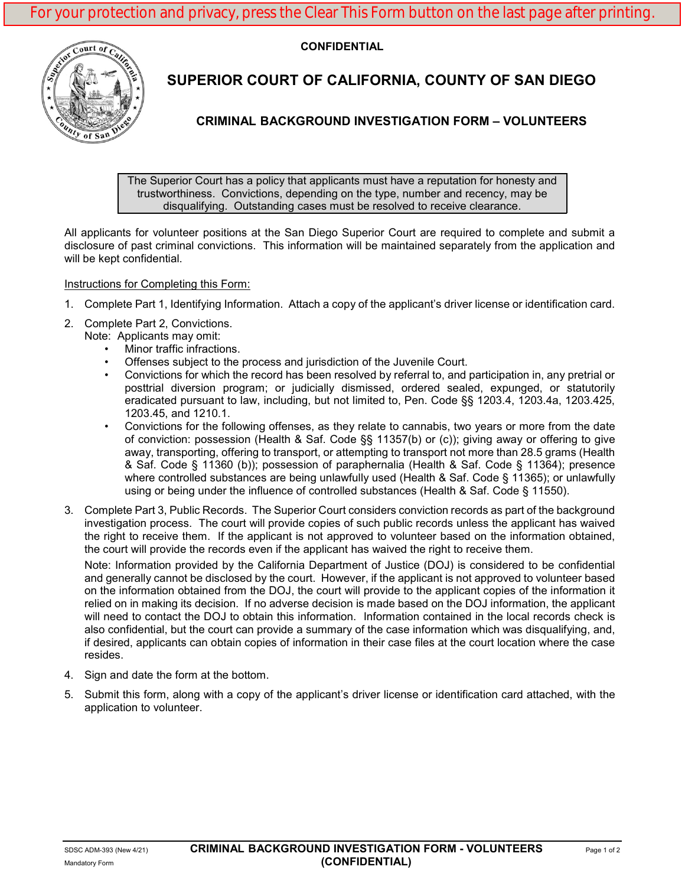For your protection and privacy, press the Clear This Form button on the last page after printing.

**CONFIDENTIAL**

# SUPERIOR COURT OF CALIFORNIA, COUNTY OF SAN DIEGO

## CRIMINAL BACKGROUND INVESTIGATION FORM – VOLUNTEERS

> The Superior Court has a policy that applicants must have a reputation for honesty and trustworthiness. Convictions, depending on the type, number and recency, may be disqualifying. Outstanding cases must be resolved to receive clearance.

All applicants for volunteer positions at the San Diego Superior Court are required to complete and submit a disclosure of past criminal convictions. This information will be maintained separately from the application and will be kept confidential.

Instructions for Completing this Form:

1. Complete Part 1, Identifying Information. Attach a copy of the applicant's driver license or identification card.
2. Complete Part 2, Convictions.
   Note: Applicants may omit:
   - Minor traffic infractions.
   - Offenses subject to the process and jurisdiction of the Juvenile Court.
   - Convictions for which the record has been resolved by referral to, and participation in, any pretrial or posttrial diversion program; or judicially dismissed, ordered sealed, expunged, or statutorily eradicated pursuant to law, including, but not limited to, Pen. Code §§ 1203.4, 1203.4a, 1203.425, 1203.45, and 1210.1.
   - Convictions for the following offenses, as they relate to cannabis, two years or more from the date of conviction: possession (Health & Saf. Code §§ 11357(b) or (c)); giving away or offering to give away, transporting, offering to transport, or attempting to transport not more than 28.5 grams (Health & Saf. Code § 11360 (b)); possession of paraphernalia (Health & Saf. Code § 11364); presence where controlled substances are being unlawfully used (Health & Saf. Code § 11365); or unlawfully using or being under the influence of controlled substances (Health & Saf. Code § 11550).
3. Complete Part 3, Public Records. The Superior Court considers conviction records as part of the background investigation process. The court will provide copies of such public records unless the applicant has waived the right to receive them. If the applicant is not approved to volunteer based on the information obtained, the court will provide the records even if the applicant has waived the right to receive them.

   Note: Information provided by the California Department of Justice (DOJ) is considered to be confidential and generally cannot be disclosed by the court. However, if the applicant is not approved to volunteer based on the information obtained from the DOJ, the court will provide to the applicant copies of the information it relied on in making its decision. If no adverse decision is made based on the DOJ information, the applicant will need to contact the DOJ to obtain this information. Information contained in the local records check is also confidential, but the court can provide a summary of the case information which was disqualifying, and, if desired, applicants can obtain copies of information in their case files at the court location where the case resides.
4. Sign and date the form at the bottom.
5. Submit this form, along with a copy of the applicant's driver license or identification card attached, with the application to volunteer.

SDSC ADM-393 (New 4/21)
Mandatory Form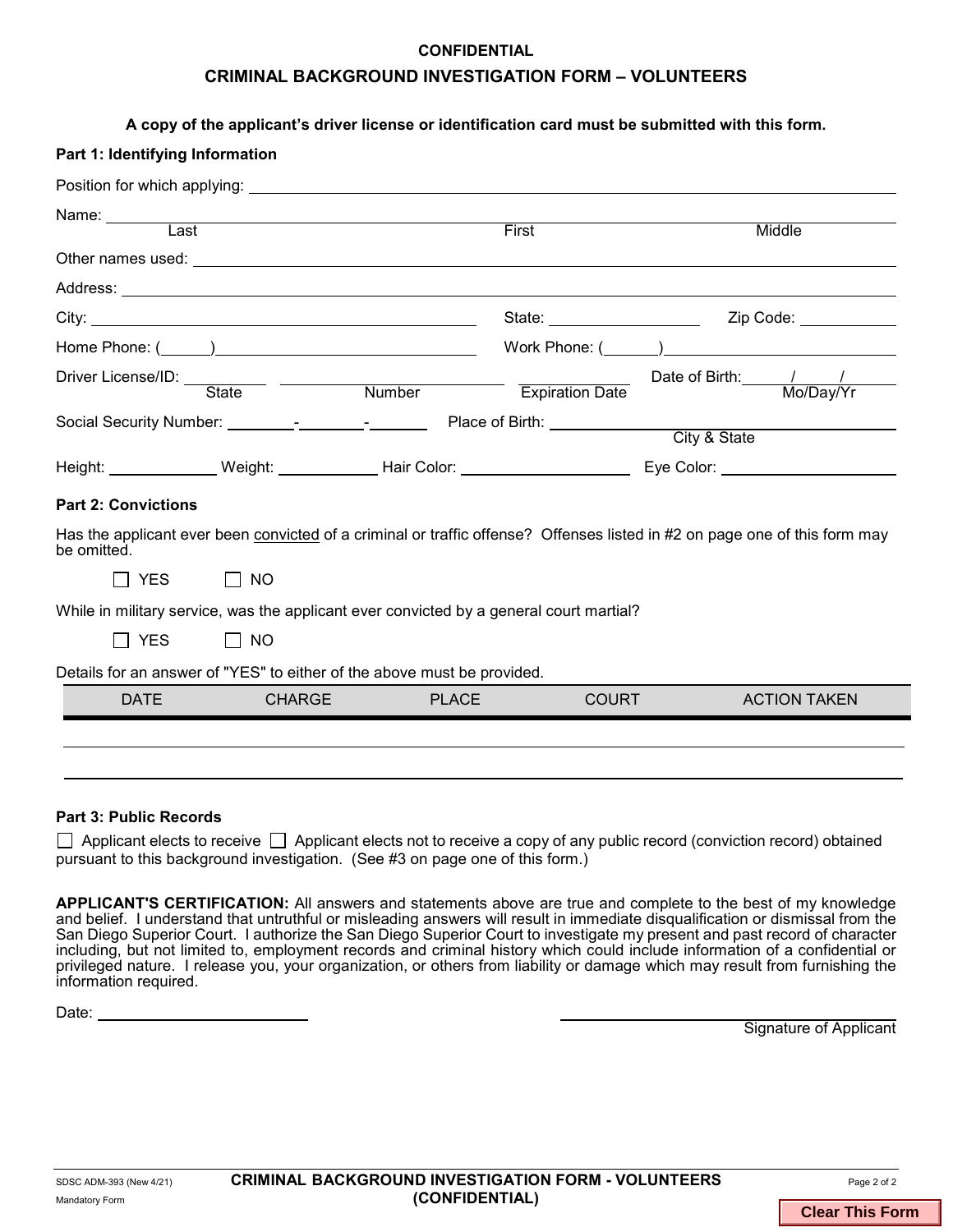**CONFIDENTIAL**

## CRIMINAL BACKGROUND INVESTIGATION FORM – VOLUNTEERS

**A copy of the applicant's driver license or identification card must be submitted with this form.**

### Part 1: Identifying Information

Position for which applying: ______________________________

Name: ______________________________
Last First Middle

Other names used: ______________________________

Address: ______________________________

City: ____________________ State: __________ Zip Code: __________

Home Phone: (_____)____________________ Work Phone: (_____)____________________

Driver License/ID: ________ ____________ ____________ Date of Birth: ____/____/____
State Number Expiration Date Mo/Day/Yr

Social Security Number: ______-______-______ Place of Birth: ____________________
City & State

Height: __________ Weight: __________ Hair Color: __________ Eye Color: __________

### Part 2: Convictions

Has the applicant ever been convicted of a criminal or traffic offense? Offenses listed in #2 on page one of this form may be omitted.

☐ YES ☐ NO

While in military service, was the applicant ever convicted by a general court martial?

☐ YES ☐ NO

Details for an answer of "YES" to either of the above must be provided.

| DATE | CHARGE | PLACE | COURT | ACTION TAKEN |
|---|---|---|---|---|
| | | | | |
| | | | | |

### Part 3: Public Records

☐ Applicant elects to receive ☐ Applicant elects not to receive a copy of any public record (conviction record) obtained pursuant to this background investigation. (See #3 on page one of this form.)

**APPLICANT'S CERTIFICATION:** All answers and statements above are true and complete to the best of my knowledge and belief. I understand that untruthful or misleading answers will result in immediate disqualification or dismissal from the San Diego Superior Court. I authorize the San Diego Superior Court to investigate my present and past record of character including, but not limited to, employment records and criminal history which could include information of a confidential or privileged nature. I release you, your organization, or others from liability or damage which may result from furnishing the information required.

Date: ____________________ ______________________________
Signature of Applicant

SDSC ADM-393 (New 4/21)
Mandatory Form

**CRIMINAL BACKGROUND INVESTIGATION FORM - VOLUNTEERS (CONFIDENTIAL)**

Clear This Form